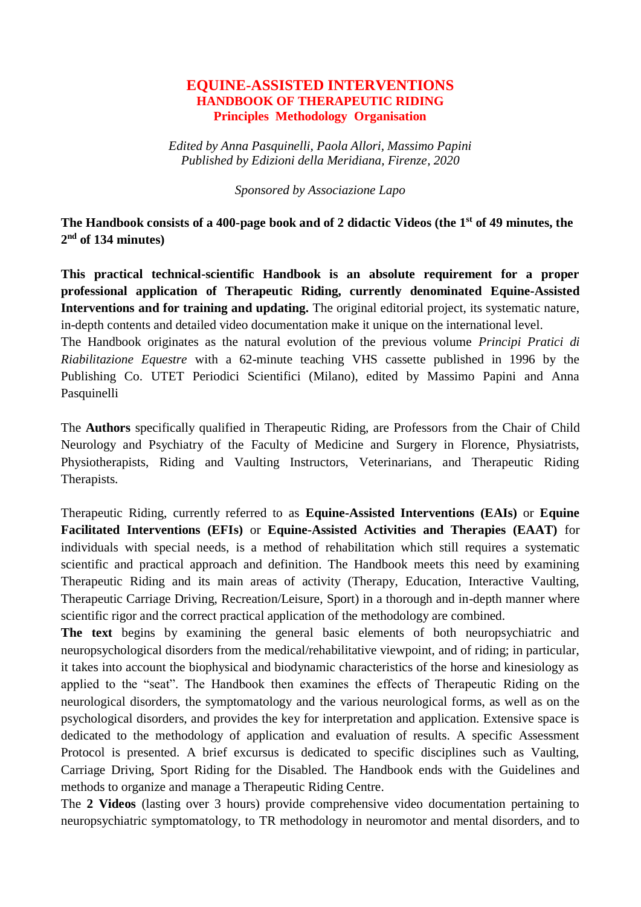# EQUINE-ASSISTED INTERVENTIONS

## HANDBOOK OF THERAPEUTIC RIDING

### Principles Methodology Organisation

*Edited by Anna Pasquinelli, Paola Allori, Massimo Papini*
*Published by Edizioni della Meridiana, Firenze, 2020*

*Sponsored by Associazione Lapo*

**The Handbook consists of a 400-page book and of 2 didactic Videos (the 1st of 49 minutes, the 2nd of 134 minutes)**

**This practical technical-scientific Handbook is an absolute requirement for a proper professional application of Therapeutic Riding, currently denominated Equine-Assisted Interventions and for training and updating.** The original editorial project, its systematic nature, in-depth contents and detailed video documentation make it unique on the international level.
The Handbook originates as the natural evolution of the previous volume *Principi Pratici di Riabilitazione Equestre* with a 62-minute teaching VHS cassette published in 1996 by the Publishing Co. UTET Periodici Scientifici (Milano), edited by Massimo Papini and Anna Pasquinelli

The **Authors** specifically qualified in Therapeutic Riding, are Professors from the Chair of Child Neurology and Psychiatry of the Faculty of Medicine and Surgery in Florence, Physiatrists, Physiotherapists, Riding and Vaulting Instructors, Veterinarians, and Therapeutic Riding Therapists.

Therapeutic Riding, currently referred to as **Equine-Assisted Interventions (EAIs)** or **Equine Facilitated Interventions (EFIs)** or **Equine-Assisted Activities and Therapies (EAAT)** for individuals with special needs, is a method of rehabilitation which still requires a systematic scientific and practical approach and definition. The Handbook meets this need by examining Therapeutic Riding and its main areas of activity (Therapy, Education, Interactive Vaulting, Therapeutic Carriage Driving, Recreation/Leisure, Sport) in a thorough and in-depth manner where scientific rigor and the correct practical application of the methodology are combined.
**The text** begins by examining the general basic elements of both neuropsychiatric and neuropsychological disorders from the medical/rehabilitative viewpoint, and of riding; in particular, it takes into account the biophysical and biodynamic characteristics of the horse and kinesiology as applied to the "seat". The Handbook then examines the effects of Therapeutic Riding on the neurological disorders, the symptomatology and the various neurological forms, as well as on the psychological disorders, and provides the key for interpretation and application. Extensive space is dedicated to the methodology of application and evaluation of results. A specific Assessment Protocol is presented. A brief excursus is dedicated to specific disciplines such as Vaulting, Carriage Driving, Sport Riding for the Disabled. The Handbook ends with the Guidelines and methods to organize and manage a Therapeutic Riding Centre.
The **2 Videos** (lasting over 3 hours) provide comprehensive video documentation pertaining to neuropsychiatric symptomatology, to TR methodology in neuromotor and mental disorders, and to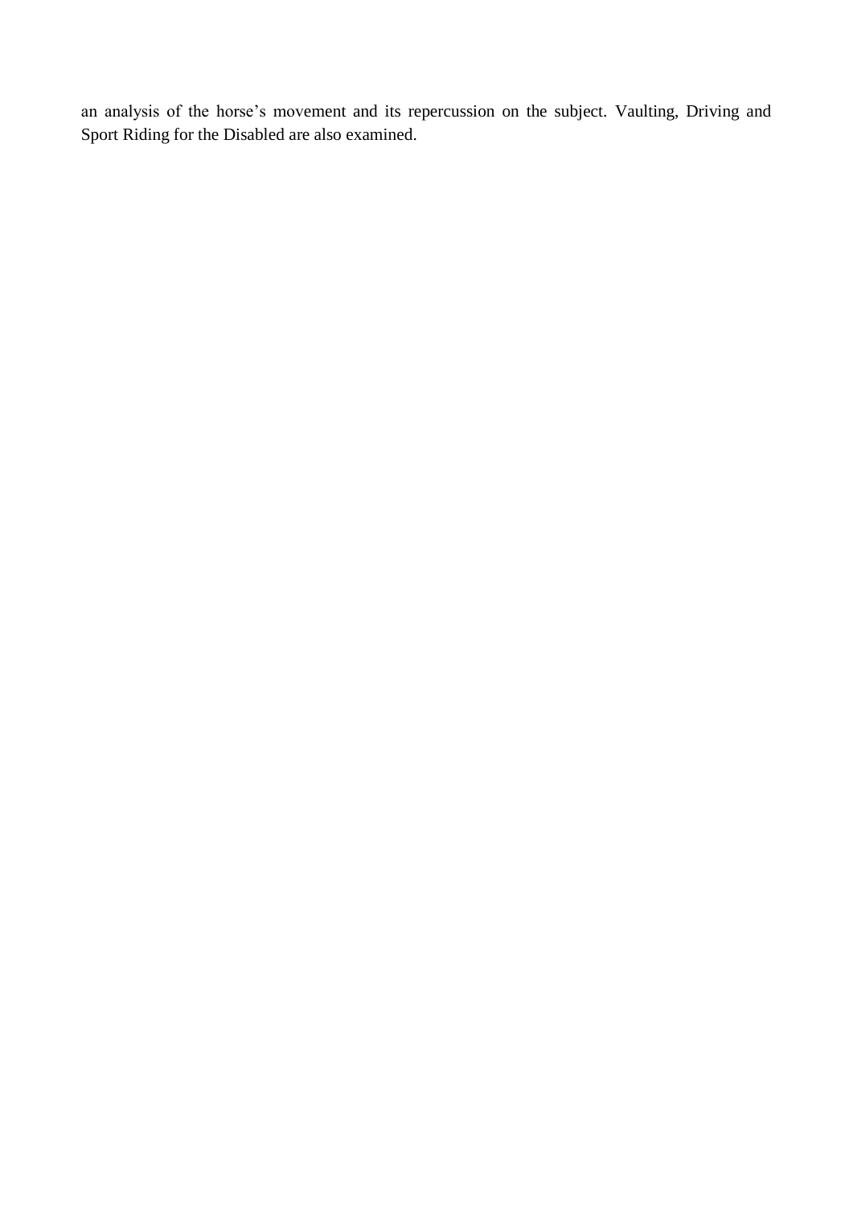an analysis of the horse’s movement and its repercussion on the subject. Vaulting, Driving and Sport Riding for the Disabled are also examined.